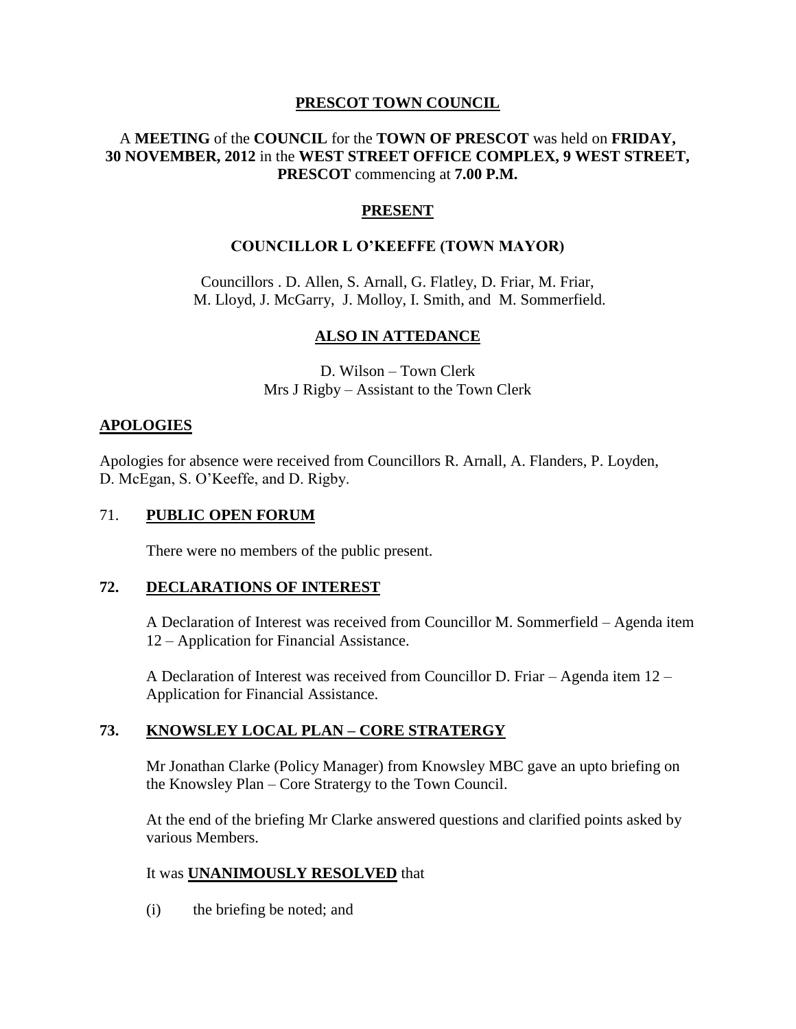# PRESCOT TOWN COUNCIL

A **MEETING** of the **COUNCIL** for the **TOWN OF PRESCOT** was held on **FRIDAY, 30 NOVEMBER, 2012** in the **WEST STREET OFFICE COMPLEX, 9 WEST STREET, PRESCOT** commencing at **7.00 P.M.**

## PRESENT

### COUNCILLOR L O'KEEFFE (TOWN MAYOR)

Councillors . D. Allen, S. Arnall, G. Flatley, D. Friar, M. Friar, M. Lloyd, J. McGarry, J. Molloy, I. Smith, and M. Sommerfield.

## ALSO IN ATTEDANCE

D. Wilson – Town Clerk
Mrs J Rigby – Assistant to the Town Clerk

## APOLOGIES

Apologies for absence were received from Councillors R. Arnall, A. Flanders, P. Loyden, D. McEgan, S. O'Keeffe, and D. Rigby.

## 71. PUBLIC OPEN FORUM

There were no members of the public present.

## 72. DECLARATIONS OF INTEREST

A Declaration of Interest was received from Councillor M. Sommerfield – Agenda item 12 – Application for Financial Assistance.

A Declaration of Interest was received from Councillor D. Friar – Agenda item 12 – Application for Financial Assistance.

## 73. KNOWSLEY LOCAL PLAN – CORE STRATERGY

Mr Jonathan Clarke (Policy Manager) from Knowsley MBC gave an upto briefing on the Knowsley Plan – Core Stratergy to the Town Council.

At the end of the briefing Mr Clarke answered questions and clarified points asked by various Members.

It was **UNANIMOUSLY RESOLVED** that

(i) the briefing be noted; and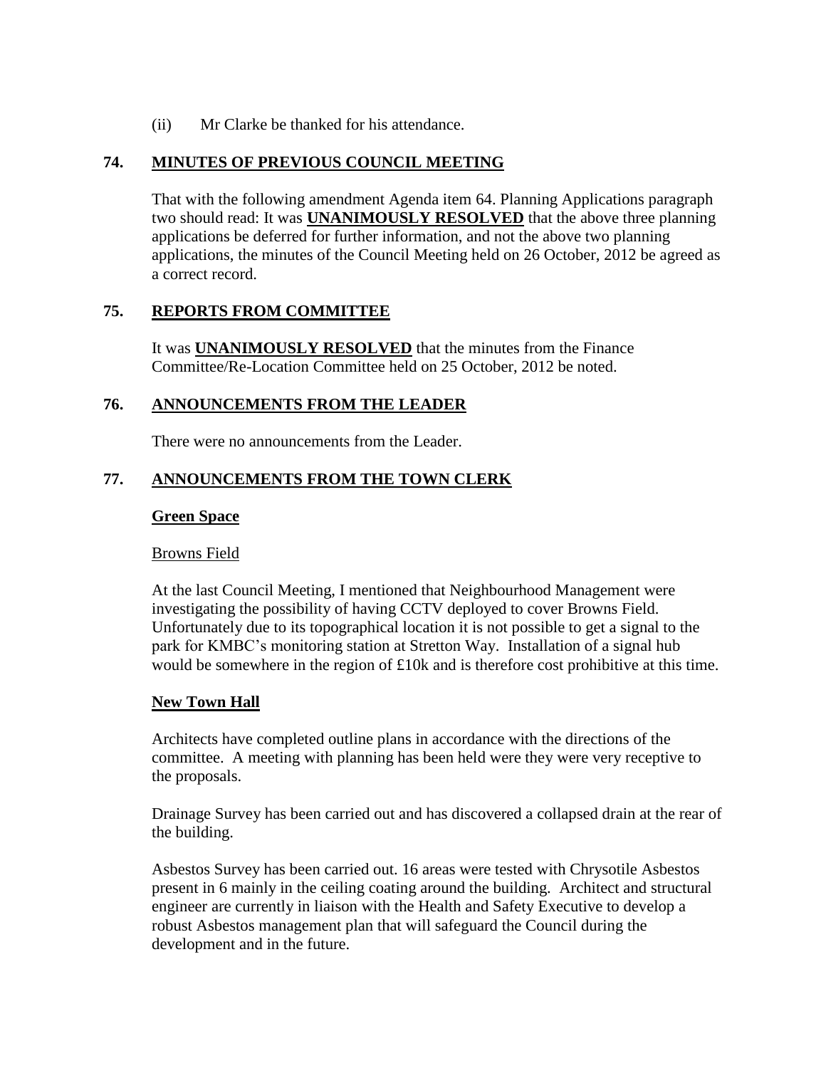(ii) Mr Clarke be thanked for his attendance.

## 74. MINUTES OF PREVIOUS COUNCIL MEETING

That with the following amendment Agenda item 64. Planning Applications paragraph two should read: It was **UNANIMOUSLY RESOLVED** that the above three planning applications be deferred for further information, and not the above two planning applications, the minutes of the Council Meeting held on 26 October, 2012 be agreed as a correct record.

## 75. REPORTS FROM COMMITTEE

It was **UNANIMOUSLY RESOLVED** that the minutes from the Finance Committee/Re-Location Committee held on 25 October, 2012 be noted.

## 76. ANNOUNCEMENTS FROM THE LEADER

There were no announcements from the Leader.

## 77. ANNOUNCEMENTS FROM THE TOWN CLERK

### Green Space

Browns Field

At the last Council Meeting, I mentioned that Neighbourhood Management were investigating the possibility of having CCTV deployed to cover Browns Field. Unfortunately due to its topographical location it is not possible to get a signal to the park for KMBC's monitoring station at Stretton Way. Installation of a signal hub would be somewhere in the region of £10k and is therefore cost prohibitive at this time.

### New Town Hall

Architects have completed outline plans in accordance with the directions of the committee. A meeting with planning has been held were they were very receptive to the proposals.

Drainage Survey has been carried out and has discovered a collapsed drain at the rear of the building.

Asbestos Survey has been carried out. 16 areas were tested with Chrysotile Asbestos present in 6 mainly in the ceiling coating around the building. Architect and structural engineer are currently in liaison with the Health and Safety Executive to develop a robust Asbestos management plan that will safeguard the Council during the development and in the future.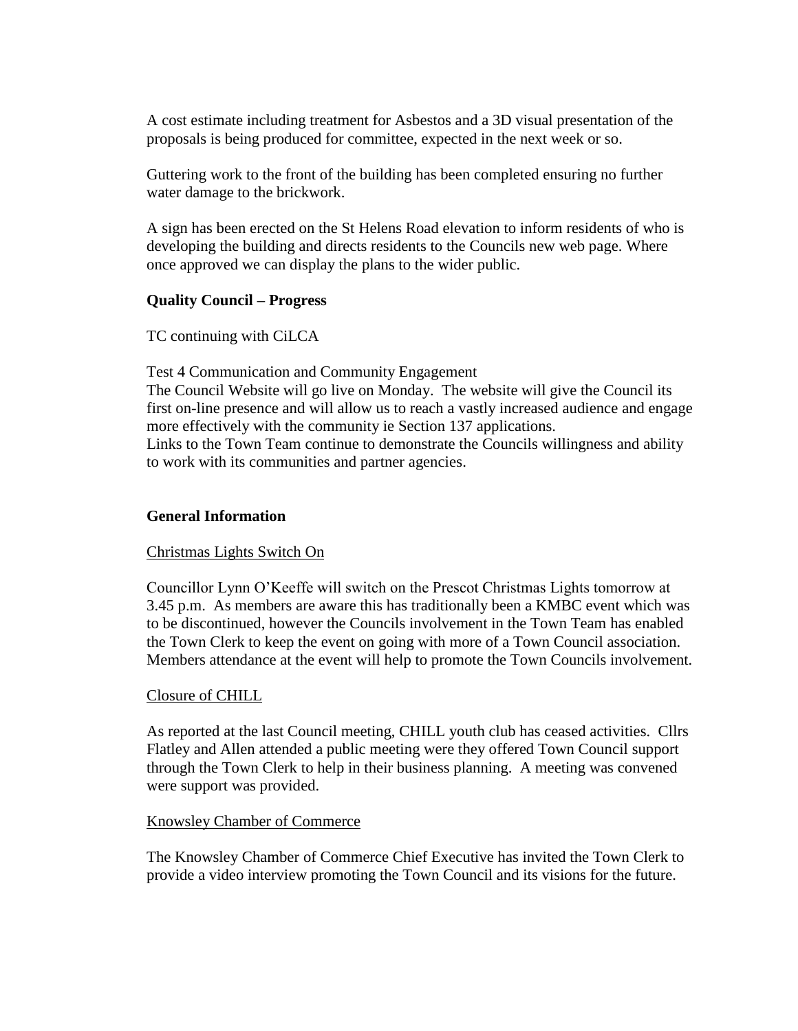A cost estimate including treatment for Asbestos and a 3D visual presentation of the proposals is being produced for committee, expected in the next week or so.

Guttering work to the front of the building has been completed ensuring no further water damage to the brickwork.

A sign has been erected on the St Helens Road elevation to inform residents of who is developing the building and directs residents to the Councils new web page. Where once approved we can display the plans to the wider public.

**Quality Council – Progress**

TC continuing with CiLCA

Test 4 Communication and Community Engagement
The Council Website will go live on Monday. The website will give the Council its first on-line presence and will allow us to reach a vastly increased audience and engage more effectively with the community ie Section 137 applications.
Links to the Town Team continue to demonstrate the Councils willingness and ability to work with its communities and partner agencies.

**General Information**

Christmas Lights Switch On

Councillor Lynn O'Keeffe will switch on the Prescot Christmas Lights tomorrow at 3.45 p.m. As members are aware this has traditionally been a KMBC event which was to be discontinued, however the Councils involvement in the Town Team has enabled the Town Clerk to keep the event on going with more of a Town Council association. Members attendance at the event will help to promote the Town Councils involvement.

Closure of CHILL

As reported at the last Council meeting, CHILL youth club has ceased activities. Cllrs Flatley and Allen attended a public meeting were they offered Town Council support through the Town Clerk to help in their business planning. A meeting was convened were support was provided.

Knowsley Chamber of Commerce

The Knowsley Chamber of Commerce Chief Executive has invited the Town Clerk to provide a video interview promoting the Town Council and its visions for the future.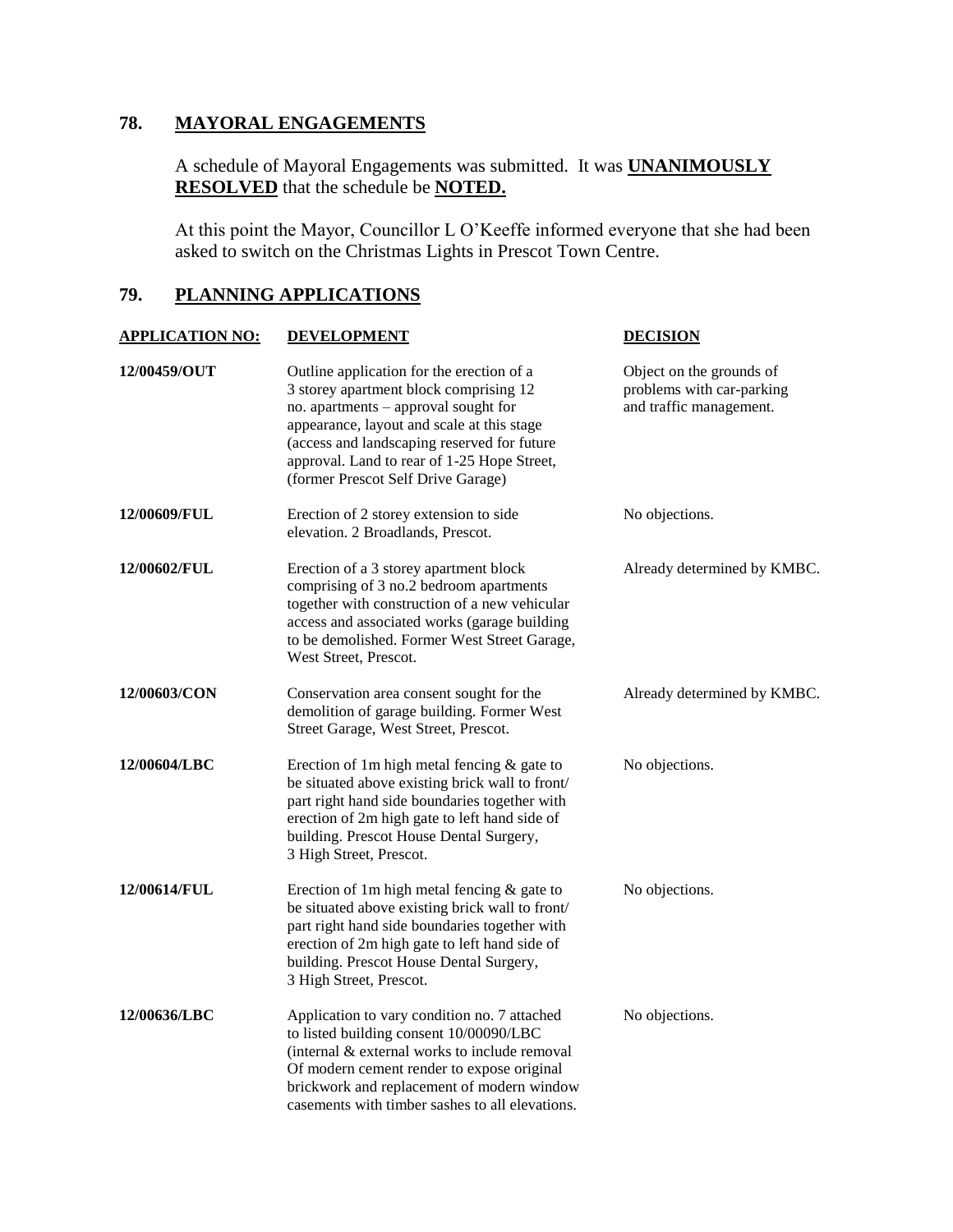## 78. MAYORAL ENGAGEMENTS

A schedule of Mayoral Engagements was submitted. It was **UNANIMOUSLY RESOLVED** that the schedule be **NOTED.**

At this point the Mayor, Councillor L O'Keeffe informed everyone that she had been asked to switch on the Christmas Lights in Prescot Town Centre.

## 79. PLANNING APPLICATIONS

| APPLICATION NO: | DEVELOPMENT | DECISION |
| --- | --- | --- |
| **12/00459/OUT** | Outline application for the erection of a 3 storey apartment block comprising 12 no. apartments – approval sought for appearance, layout and scale at this stage (access and landscaping reserved for future approval. Land to rear of 1-25 Hope Street, (former Prescot Self Drive Garage) | Object on the grounds of problems with car-parking and traffic management. |
| **12/00609/FUL** | Erection of 2 storey extension to side elevation. 2 Broadlands, Prescot. | No objections. |
| **12/00602/FUL** | Erection of a 3 storey apartment block comprising of 3 no.2 bedroom apartments together with construction of a new vehicular access and associated works (garage building to be demolished. Former West Street Garage, West Street, Prescot. | Already determined by KMBC. |
| **12/00603/CON** | Conservation area consent sought for the demolition of garage building. Former West Street Garage, West Street, Prescot. | Already determined by KMBC. |
| **12/00604/LBC** | Erection of 1m high metal fencing & gate to be situated above existing brick wall to front/ part right hand side boundaries together with erection of 2m high gate to left hand side of building. Prescot House Dental Surgery, 3 High Street, Prescot. | No objections. |
| **12/00614/FUL** | Erection of 1m high metal fencing & gate to be situated above existing brick wall to front/ part right hand side boundaries together with erection of 2m high gate to left hand side of building. Prescot House Dental Surgery, 3 High Street, Prescot. | No objections. |
| **12/00636/LBC** | Application to vary condition no. 7 attached to listed building consent 10/00090/LBC (internal & external works to include removal Of modern cement render to expose original brickwork and replacement of modern window casements with timber sashes to all elevations. | No objections. |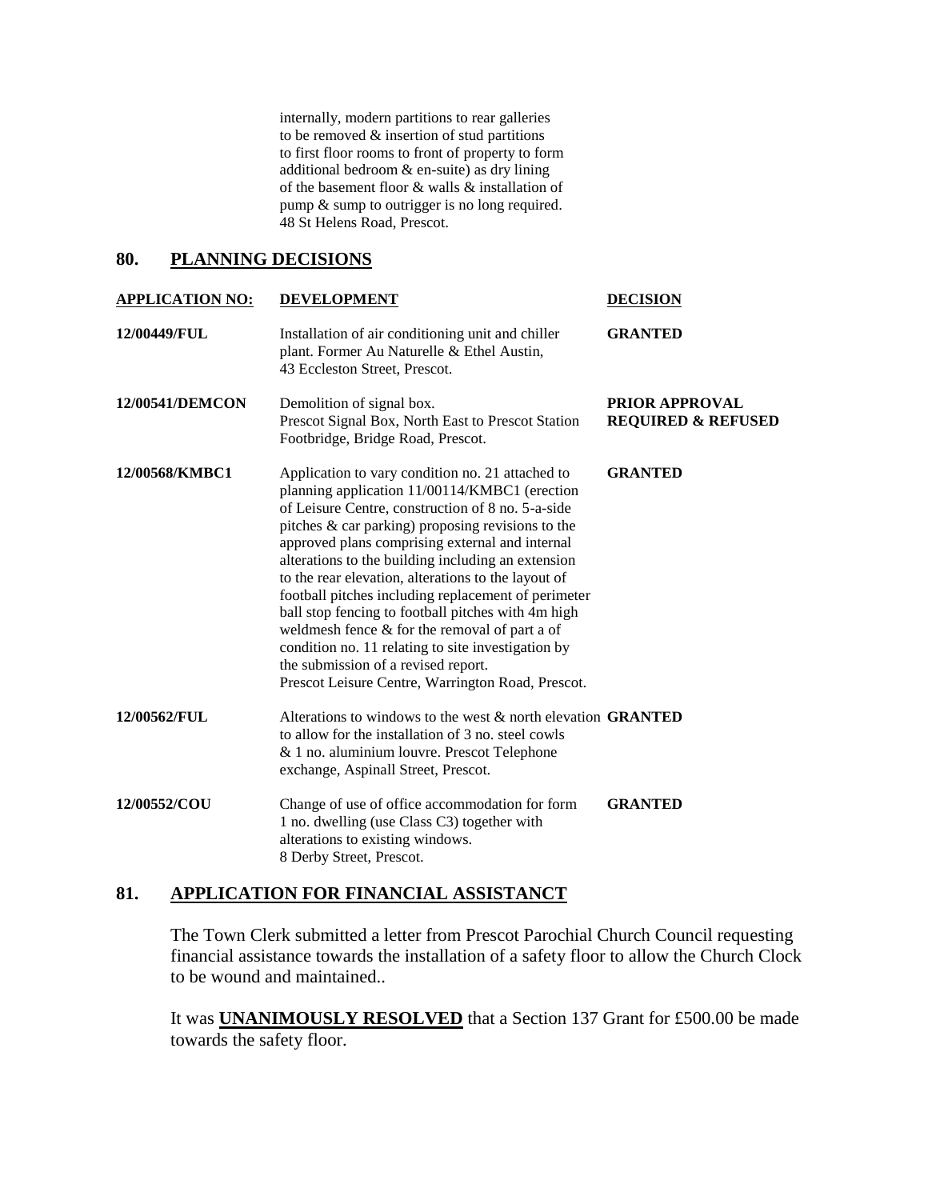internally, modern partitions to rear galleries to be removed & insertion of stud partitions to first floor rooms to front of property to form additional bedroom & en-suite) as dry lining of the basement floor & walls & installation of pump & sump to outrigger is no long required. 48 St Helens Road, Prescot.

## 80. PLANNING DECISIONS

| APPLICATION NO: | DEVELOPMENT | DECISION |
|---|---|---|
| **12/00449/FUL** | Installation of air conditioning unit and chiller plant. Former Au Naturelle & Ethel Austin, 43 Eccleston Street, Prescot. | **GRANTED** |
| **12/00541/DEMCON** | Demolition of signal box. Prescot Signal Box, North East to Prescot Station Footbridge, Bridge Road, Prescot. | **PRIOR APPROVAL REQUIRED & REFUSED** |
| **12/00568/KMBC1** | Application to vary condition no. 21 attached to planning application 11/00114/KMBC1 (erection of Leisure Centre, construction of 8 no. 5-a-side pitches & car parking) proposing revisions to the approved plans comprising external and internal alterations to the building including an extension to the rear elevation, alterations to the layout of football pitches including replacement of perimeter ball stop fencing to football pitches with 4m high weldmesh fence & for the removal of part a of condition no. 11 relating to site investigation by the submission of a revised report. Prescot Leisure Centre, Warrington Road, Prescot. | **GRANTED** |
| **12/00562/FUL** | Alterations to windows to the west & north elevation to allow for the installation of 3 no. steel cowls & 1 no. aluminium louvre. Prescot Telephone exchange, Aspinall Street, Prescot. | **GRANTED** |
| **12/00552/COU** | Change of use of office accommodation for form 1 no. dwelling (use Class C3) together with alterations to existing windows. 8 Derby Street, Prescot. | **GRANTED** |

## 81. APPLICATION FOR FINANCIAL ASSISTANCT

The Town Clerk submitted a letter from Prescot Parochial Church Council requesting financial assistance towards the installation of a safety floor to allow the Church Clock to be wound and maintained..

It was **UNANIMOUSLY RESOLVED** that a Section 137 Grant for £500.00 be made towards the safety floor.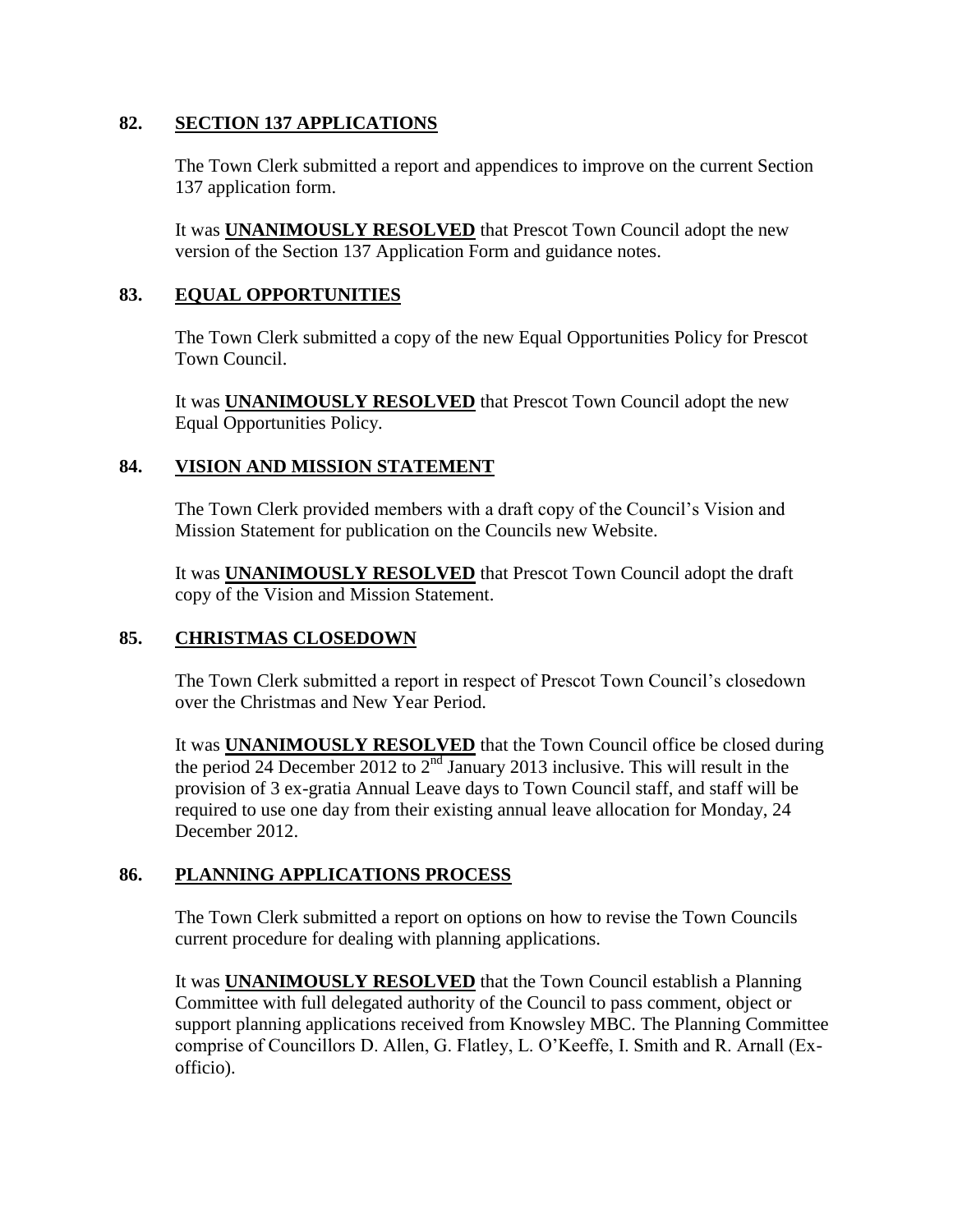## 82. SECTION 137 APPLICATIONS

The Town Clerk submitted a report and appendices to improve on the current Section 137 application form.

It was **UNANIMOUSLY RESOLVED** that Prescot Town Council adopt the new version of the Section 137 Application Form and guidance notes.

## 83. EQUAL OPPORTUNITIES

The Town Clerk submitted a copy of the new Equal Opportunities Policy for Prescot Town Council.

It was **UNANIMOUSLY RESOLVED** that Prescot Town Council adopt the new Equal Opportunities Policy.

## 84. VISION AND MISSION STATEMENT

The Town Clerk provided members with a draft copy of the Council's Vision and Mission Statement for publication on the Councils new Website.

It was **UNANIMOUSLY RESOLVED** that Prescot Town Council adopt the draft copy of the Vision and Mission Statement.

## 85. CHRISTMAS CLOSEDOWN

The Town Clerk submitted a report in respect of Prescot Town Council's closedown over the Christmas and New Year Period.

It was **UNANIMOUSLY RESOLVED** that the Town Council office be closed during the period 24 December 2012 to 2nd January 2013 inclusive. This will result in the provision of 3 ex-gratia Annual Leave days to Town Council staff, and staff will be required to use one day from their existing annual leave allocation for Monday, 24 December 2012.

## 86. PLANNING APPLICATIONS PROCESS

The Town Clerk submitted a report on options on how to revise the Town Councils current procedure for dealing with planning applications.

It was **UNANIMOUSLY RESOLVED** that the Town Council establish a Planning Committee with full delegated authority of the Council to pass comment, object or support planning applications received from Knowsley MBC. The Planning Committee comprise of Councillors D. Allen, G. Flatley, L. O'Keeffe, I. Smith and R. Arnall (Ex-officio).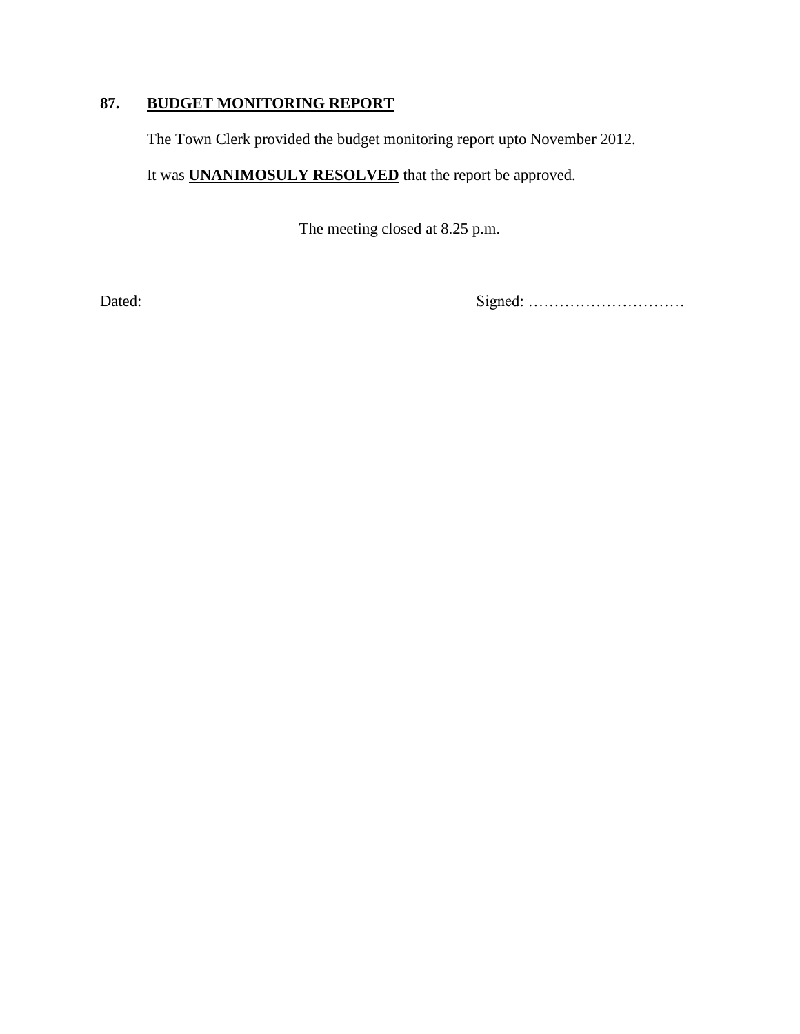**87. BUDGET MONITORING REPORT**

The Town Clerk provided the budget monitoring report upto November 2012.

It was **UNANIMOSULY RESOLVED** that the report be approved.

The meeting closed at 8.25 p.m.

Dated: Signed: …………………………